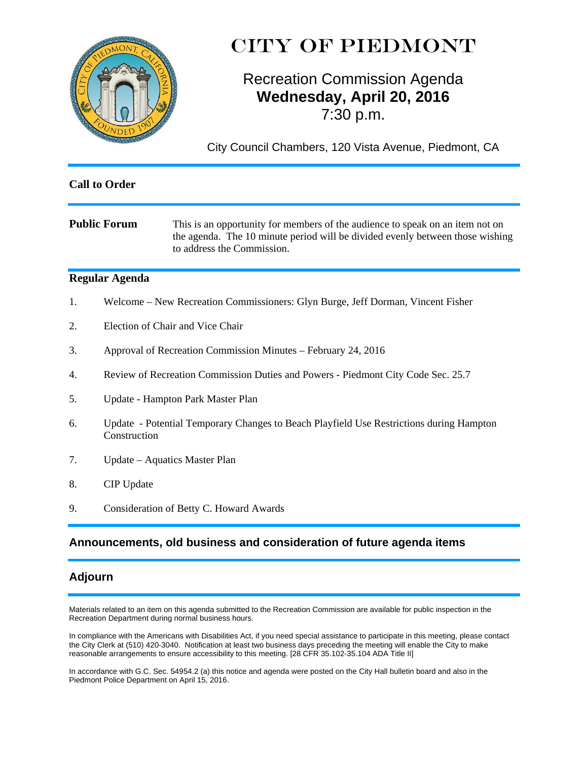# CITY OF PIEDMONT

## Recreation Commission Agenda
## **Wednesday, April 20, 2016**
## 7:30 p.m.

City Council Chambers, 120 Vista Avenue, Piedmont, CA

---

**Call to Order**

---

**Public Forum** This is an opportunity for members of the audience to speak on an item not on the agenda. The 10 minute period will be divided evenly between those wishing to address the Commission.

---

**Regular Agenda**

1. Welcome – New Recreation Commissioners: Glyn Burge, Jeff Dorman, Vincent Fisher
2. Election of Chair and Vice Chair
3. Approval of Recreation Commission Minutes – February 24, 2016
4. Review of Recreation Commission Duties and Powers - Piedmont City Code Sec. 25.7
5. Update - Hampton Park Master Plan
6. Update - Potential Temporary Changes to Beach Playfield Use Restrictions during Hampton Construction
7. Update – Aquatics Master Plan
8. CIP Update
9. Consideration of Betty C. Howard Awards

---

**Announcements, old business and consideration of future agenda items**

---

**Adjourn**

---

Materials related to an item on this agenda submitted to the Recreation Commission are available for public inspection in the Recreation Department during normal business hours.

In compliance with the Americans with Disabilities Act, if you need special assistance to participate in this meeting, please contact the City Clerk at (510) 420-3040. Notification at least two business days preceding the meeting will enable the City to make reasonable arrangements to ensure accessibility to this meeting. [28 CFR 35.102-35.104 ADA Title II]

In accordance with G.C. Sec. 54954.2 (a) this notice and agenda were posted on the City Hall bulletin board and also in the Piedmont Police Department on April 15, 2016.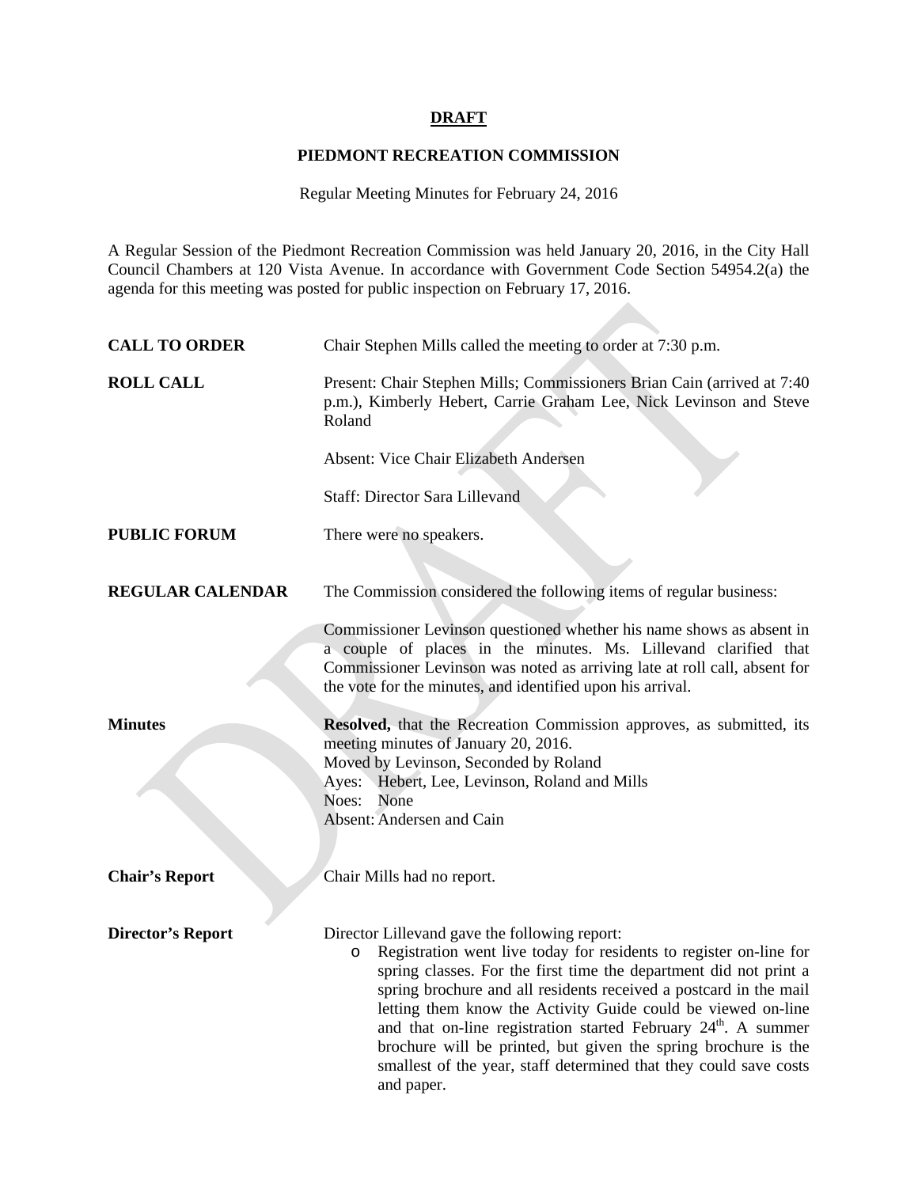**DRAFT**

**PIEDMONT RECREATION COMMISSION**

Regular Meeting Minutes for February 24, 2016

A Regular Session of the Piedmont Recreation Commission was held January 20, 2016, in the City Hall Council Chambers at 120 Vista Avenue. In accordance with Government Code Section 54954.2(a) the agenda for this meeting was posted for public inspection on February 17, 2016.

**CALL TO ORDER** Chair Stephen Mills called the meeting to order at 7:30 p.m.

**ROLL CALL** Present: Chair Stephen Mills; Commissioners Brian Cain (arrived at 7:40 p.m.), Kimberly Hebert, Carrie Graham Lee, Nick Levinson and Steve Roland

Absent: Vice Chair Elizabeth Andersen

Staff: Director Sara Lillevand

**PUBLIC FORUM** There were no speakers.

**REGULAR CALENDAR** The Commission considered the following items of regular business:

Commissioner Levinson questioned whether his name shows as absent in a couple of places in the minutes. Ms. Lillevand clarified that Commissioner Levinson was noted as arriving late at roll call, absent for the vote for the minutes, and identified upon his arrival.

**Minutes** **Resolved,** that the Recreation Commission approves, as submitted, its meeting minutes of January 20, 2016.
Moved by Levinson, Seconded by Roland
Ayes: Hebert, Lee, Levinson, Roland and Mills
Noes: None
Absent: Andersen and Cain

**Chair's Report** Chair Mills had no report.

**Director's Report** Director Lillevand gave the following report:

- Registration went live today for residents to register on-line for spring classes. For the first time the department did not print a spring brochure and all residents received a postcard in the mail letting them know the Activity Guide could be viewed on-line and that on-line registration started February 24th. A summer brochure will be printed, but given the spring brochure is the smallest of the year, staff determined that they could save costs and paper.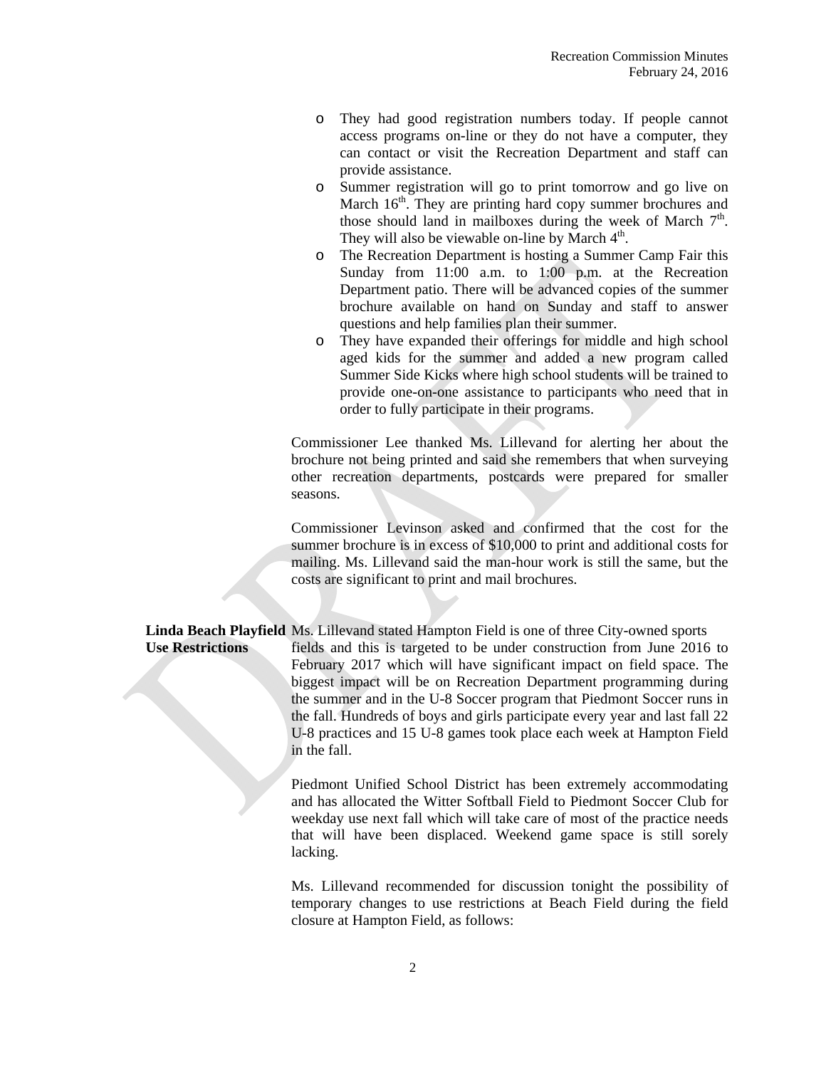- They had good registration numbers today. If people cannot access programs on-line or they do not have a computer, they can contact or visit the Recreation Department and staff can provide assistance.
- Summer registration will go to print tomorrow and go live on March 16th. They are printing hard copy summer brochures and those should land in mailboxes during the week of March 7th. They will also be viewable on-line by March 4th.
- The Recreation Department is hosting a Summer Camp Fair this Sunday from 11:00 a.m. to 1:00 p.m. at the Recreation Department patio. There will be advanced copies of the summer brochure available on hand on Sunday and staff to answer questions and help families plan their summer.
- They have expanded their offerings for middle and high school aged kids for the summer and added a new program called Summer Side Kicks where high school students will be trained to provide one-on-one assistance to participants who need that in order to fully participate in their programs.

Commissioner Lee thanked Ms. Lillevand for alerting her about the brochure not being printed and said she remembers that when surveying other recreation departments, postcards were prepared for smaller seasons.

Commissioner Levinson asked and confirmed that the cost for the summer brochure is in excess of $10,000 to print and additional costs for mailing. Ms. Lillevand said the man-hour work is still the same, but the costs are significant to print and mail brochures.

**Linda Beach Playfield Use Restrictions**

Ms. Lillevand stated Hampton Field is one of three City-owned sports fields and this is targeted to be under construction from June 2016 to February 2017 which will have significant impact on field space. The biggest impact will be on Recreation Department programming during the summer and in the U-8 Soccer program that Piedmont Soccer runs in the fall. Hundreds of boys and girls participate every year and last fall 22 U-8 practices and 15 U-8 games took place each week at Hampton Field in the fall.

Piedmont Unified School District has been extremely accommodating and has allocated the Witter Softball Field to Piedmont Soccer Club for weekday use next fall which will take care of most of the practice needs that will have been displaced. Weekend game space is still sorely lacking.

Ms. Lillevand recommended for discussion tonight the possibility of temporary changes to use restrictions at Beach Field during the field closure at Hampton Field, as follows: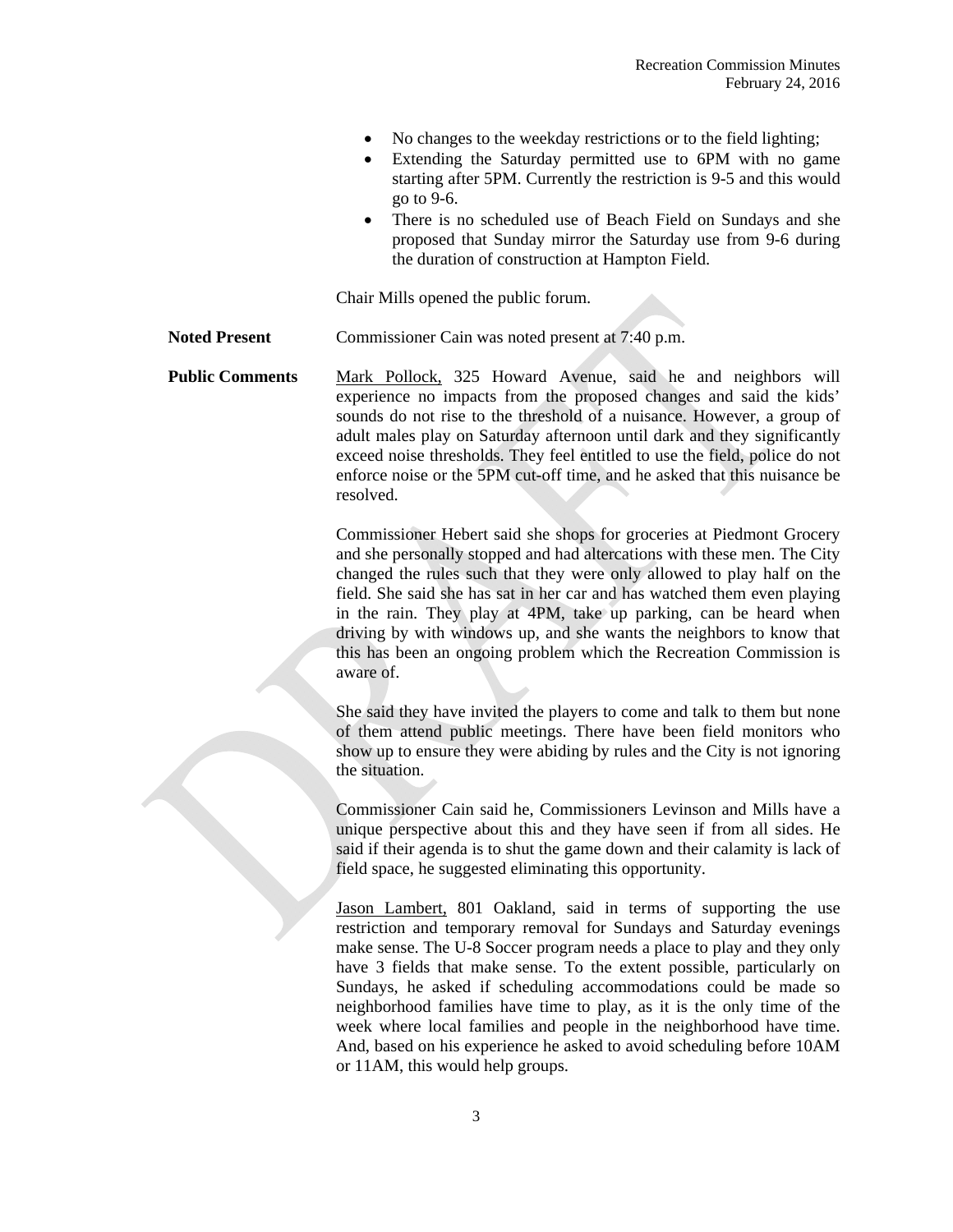- No changes to the weekday restrictions or to the field lighting;
- Extending the Saturday permitted use to 6PM with no game starting after 5PM. Currently the restriction is 9-5 and this would go to 9-6.
- There is no scheduled use of Beach Field on Sundays and she proposed that Sunday mirror the Saturday use from 9-6 during the duration of construction at Hampton Field.

Chair Mills opened the public forum.

**Noted Present** Commissioner Cain was noted present at 7:40 p.m.

**Public Comments** Mark Pollock, 325 Howard Avenue, said he and neighbors will experience no impacts from the proposed changes and said the kids' sounds do not rise to the threshold of a nuisance. However, a group of adult males play on Saturday afternoon until dark and they significantly exceed noise thresholds. They feel entitled to use the field, police do not enforce noise or the 5PM cut-off time, and he asked that this nuisance be resolved.

Commissioner Hebert said she shops for groceries at Piedmont Grocery and she personally stopped and had altercations with these men. The City changed the rules such that they were only allowed to play half on the field. She said she has sat in her car and has watched them even playing in the rain. They play at 4PM, take up parking, can be heard when driving by with windows up, and she wants the neighbors to know that this has been an ongoing problem which the Recreation Commission is aware of.

She said they have invited the players to come and talk to them but none of them attend public meetings. There have been field monitors who show up to ensure they were abiding by rules and the City is not ignoring the situation.

Commissioner Cain said he, Commissioners Levinson and Mills have a unique perspective about this and they have seen if from all sides. He said if their agenda is to shut the game down and their calamity is lack of field space, he suggested eliminating this opportunity.

Jason Lambert, 801 Oakland, said in terms of supporting the use restriction and temporary removal for Sundays and Saturday evenings make sense. The U-8 Soccer program needs a place to play and they only have 3 fields that make sense. To the extent possible, particularly on Sundays, he asked if scheduling accommodations could be made so neighborhood families have time to play, as it is the only time of the week where local families and people in the neighborhood have time. And, based on his experience he asked to avoid scheduling before 10AM or 11AM, this would help groups.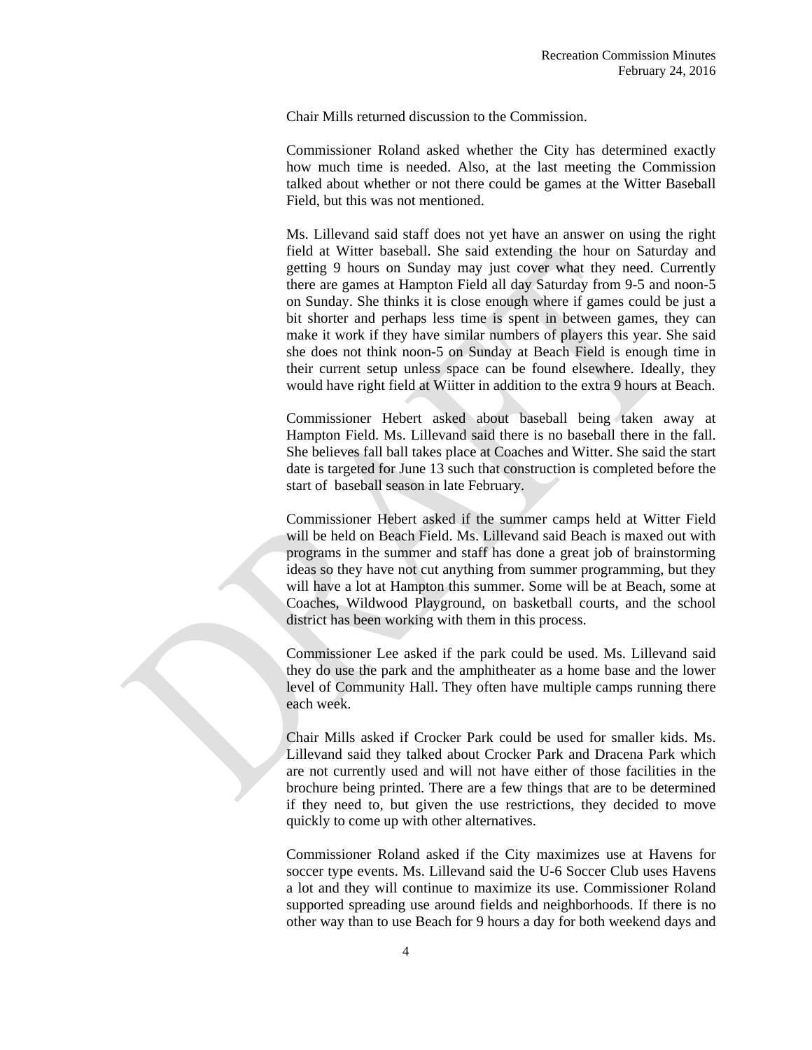Chair Mills returned discussion to the Commission.

Commissioner Roland asked whether the City has determined exactly how much time is needed. Also, at the last meeting the Commission talked about whether or not there could be games at the Witter Baseball Field, but this was not mentioned.

Ms. Lillevand said staff does not yet have an answer on using the right field at Witter baseball. She said extending the hour on Saturday and getting 9 hours on Sunday may just cover what they need. Currently there are games at Hampton Field all day Saturday from 9-5 and noon-5 on Sunday. She thinks it is close enough where if games could be just a bit shorter and perhaps less time is spent in between games, they can make it work if they have similar numbers of players this year. She said she does not think noon-5 on Sunday at Beach Field is enough time in their current setup unless space can be found elsewhere. Ideally, they would have right field at Wiitter in addition to the extra 9 hours at Beach.

Commissioner Hebert asked about baseball being taken away at Hampton Field. Ms. Lillevand said there is no baseball there in the fall. She believes fall ball takes place at Coaches and Witter. She said the start date is targeted for June 13 such that construction is completed before the start of baseball season in late February.

Commissioner Hebert asked if the summer camps held at Witter Field will be held on Beach Field. Ms. Lillevand said Beach is maxed out with programs in the summer and staff has done a great job of brainstorming ideas so they have not cut anything from summer programming, but they will have a lot at Hampton this summer. Some will be at Beach, some at Coaches, Wildwood Playground, on basketball courts, and the school district has been working with them in this process.

Commissioner Lee asked if the park could be used. Ms. Lillevand said they do use the park and the amphitheater as a home base and the lower level of Community Hall. They often have multiple camps running there each week.

Chair Mills asked if Crocker Park could be used for smaller kids. Ms. Lillevand said they talked about Crocker Park and Dracena Park which are not currently used and will not have either of those facilities in the brochure being printed. There are a few things that are to be determined if they need to, but given the use restrictions, they decided to move quickly to come up with other alternatives.

Commissioner Roland asked if the City maximizes use at Havens for soccer type events. Ms. Lillevand said the U-6 Soccer Club uses Havens a lot and they will continue to maximize its use. Commissioner Roland supported spreading use around fields and neighborhoods. If there is no other way than to use Beach for 9 hours a day for both weekend days and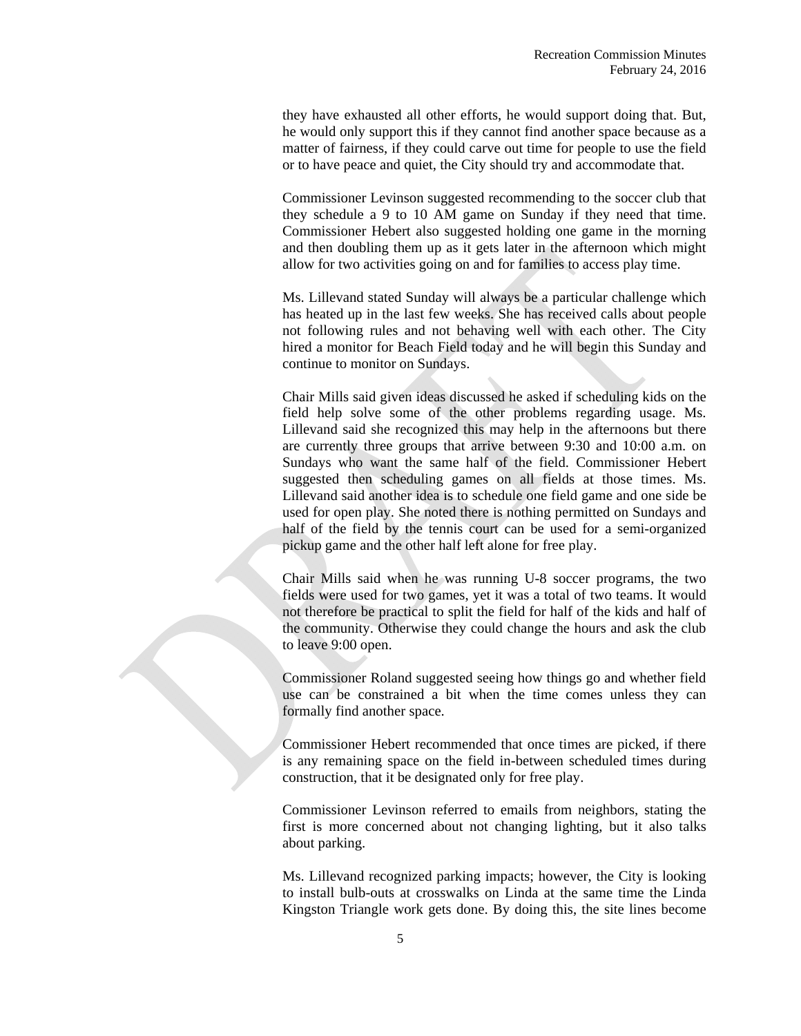they have exhausted all other efforts, he would support doing that. But, he would only support this if they cannot find another space because as a matter of fairness, if they could carve out time for people to use the field or to have peace and quiet, the City should try and accommodate that.

Commissioner Levinson suggested recommending to the soccer club that they schedule a 9 to 10 AM game on Sunday if they need that time. Commissioner Hebert also suggested holding one game in the morning and then doubling them up as it gets later in the afternoon which might allow for two activities going on and for families to access play time.

Ms. Lillevand stated Sunday will always be a particular challenge which has heated up in the last few weeks. She has received calls about people not following rules and not behaving well with each other. The City hired a monitor for Beach Field today and he will begin this Sunday and continue to monitor on Sundays.

Chair Mills said given ideas discussed he asked if scheduling kids on the field help solve some of the other problems regarding usage. Ms. Lillevand said she recognized this may help in the afternoons but there are currently three groups that arrive between 9:30 and 10:00 a.m. on Sundays who want the same half of the field. Commissioner Hebert suggested then scheduling games on all fields at those times. Ms. Lillevand said another idea is to schedule one field game and one side be used for open play. She noted there is nothing permitted on Sundays and half of the field by the tennis court can be used for a semi-organized pickup game and the other half left alone for free play.

Chair Mills said when he was running U-8 soccer programs, the two fields were used for two games, yet it was a total of two teams. It would not therefore be practical to split the field for half of the kids and half of the community. Otherwise they could change the hours and ask the club to leave 9:00 open.

Commissioner Roland suggested seeing how things go and whether field use can be constrained a bit when the time comes unless they can formally find another space.

Commissioner Hebert recommended that once times are picked, if there is any remaining space on the field in-between scheduled times during construction, that it be designated only for free play.

Commissioner Levinson referred to emails from neighbors, stating the first is more concerned about not changing lighting, but it also talks about parking.

Ms. Lillevand recognized parking impacts; however, the City is looking to install bulb-outs at crosswalks on Linda at the same time the Linda Kingston Triangle work gets done. By doing this, the site lines become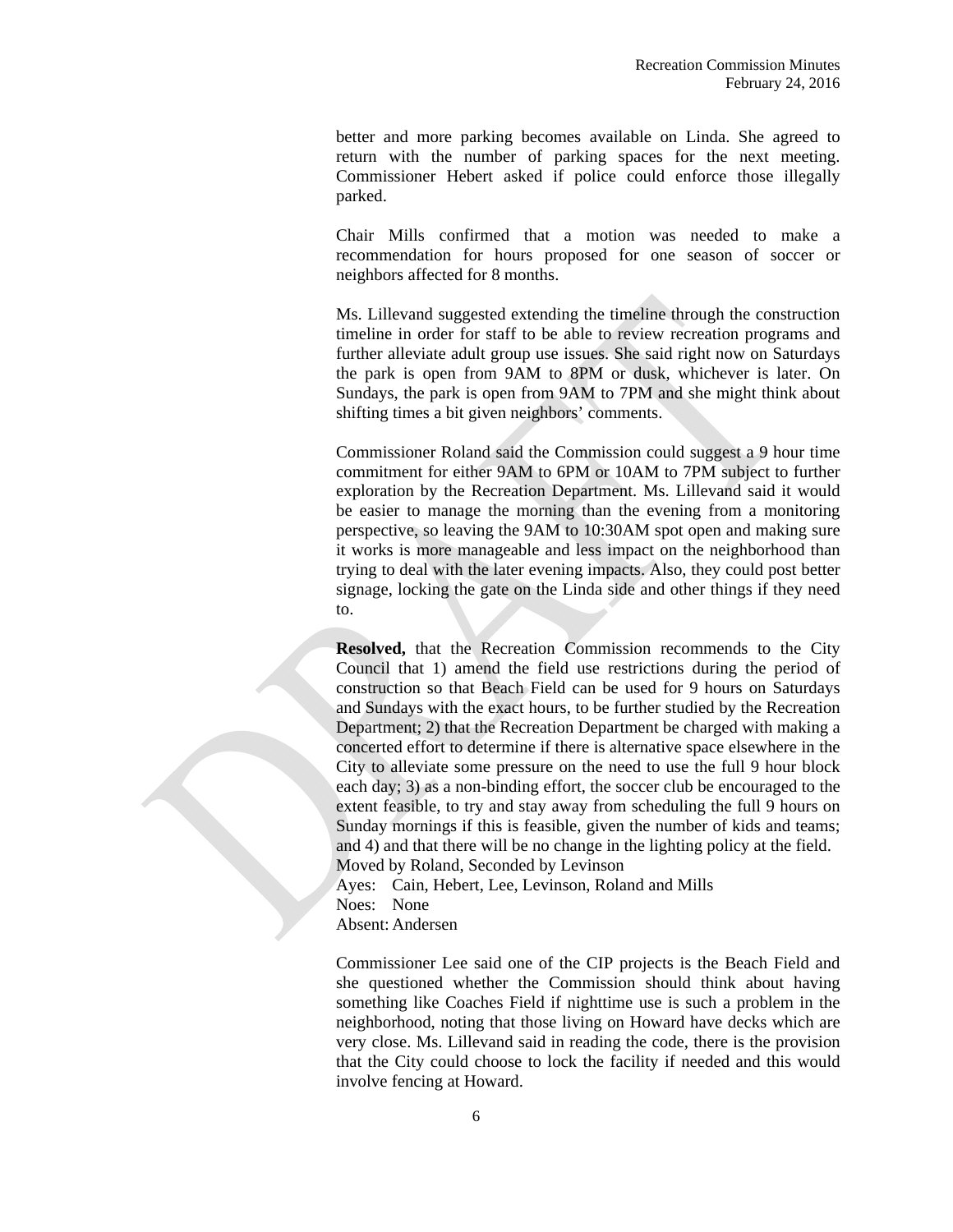better and more parking becomes available on Linda. She agreed to return with the number of parking spaces for the next meeting. Commissioner Hebert asked if police could enforce those illegally parked.

Chair Mills confirmed that a motion was needed to make a recommendation for hours proposed for one season of soccer or neighbors affected for 8 months.

Ms. Lillevand suggested extending the timeline through the construction timeline in order for staff to be able to review recreation programs and further alleviate adult group use issues. She said right now on Saturdays the park is open from 9AM to 8PM or dusk, whichever is later. On Sundays, the park is open from 9AM to 7PM and she might think about shifting times a bit given neighbors' comments.

Commissioner Roland said the Commission could suggest a 9 hour time commitment for either 9AM to 6PM or 10AM to 7PM subject to further exploration by the Recreation Department. Ms. Lillevand said it would be easier to manage the morning than the evening from a monitoring perspective, so leaving the 9AM to 10:30AM spot open and making sure it works is more manageable and less impact on the neighborhood than trying to deal with the later evening impacts. Also, they could post better signage, locking the gate on the Linda side and other things if they need to.

**Resolved,** that the Recreation Commission recommends to the City Council that 1) amend the field use restrictions during the period of construction so that Beach Field can be used for 9 hours on Saturdays and Sundays with the exact hours, to be further studied by the Recreation Department; 2) that the Recreation Department be charged with making a concerted effort to determine if there is alternative space elsewhere in the City to alleviate some pressure on the need to use the full 9 hour block each day; 3) as a non-binding effort, the soccer club be encouraged to the extent feasible, to try and stay away from scheduling the full 9 hours on Sunday mornings if this is feasible, given the number of kids and teams; and 4) and that there will be no change in the lighting policy at the field.
Moved by Roland, Seconded by Levinson
Ayes: Cain, Hebert, Lee, Levinson, Roland and Mills
Noes: None
Absent: Andersen

Commissioner Lee said one of the CIP projects is the Beach Field and she questioned whether the Commission should think about having something like Coaches Field if nighttime use is such a problem in the neighborhood, noting that those living on Howard have decks which are very close. Ms. Lillevand said in reading the code, there is the provision that the City could choose to lock the facility if needed and this would involve fencing at Howard.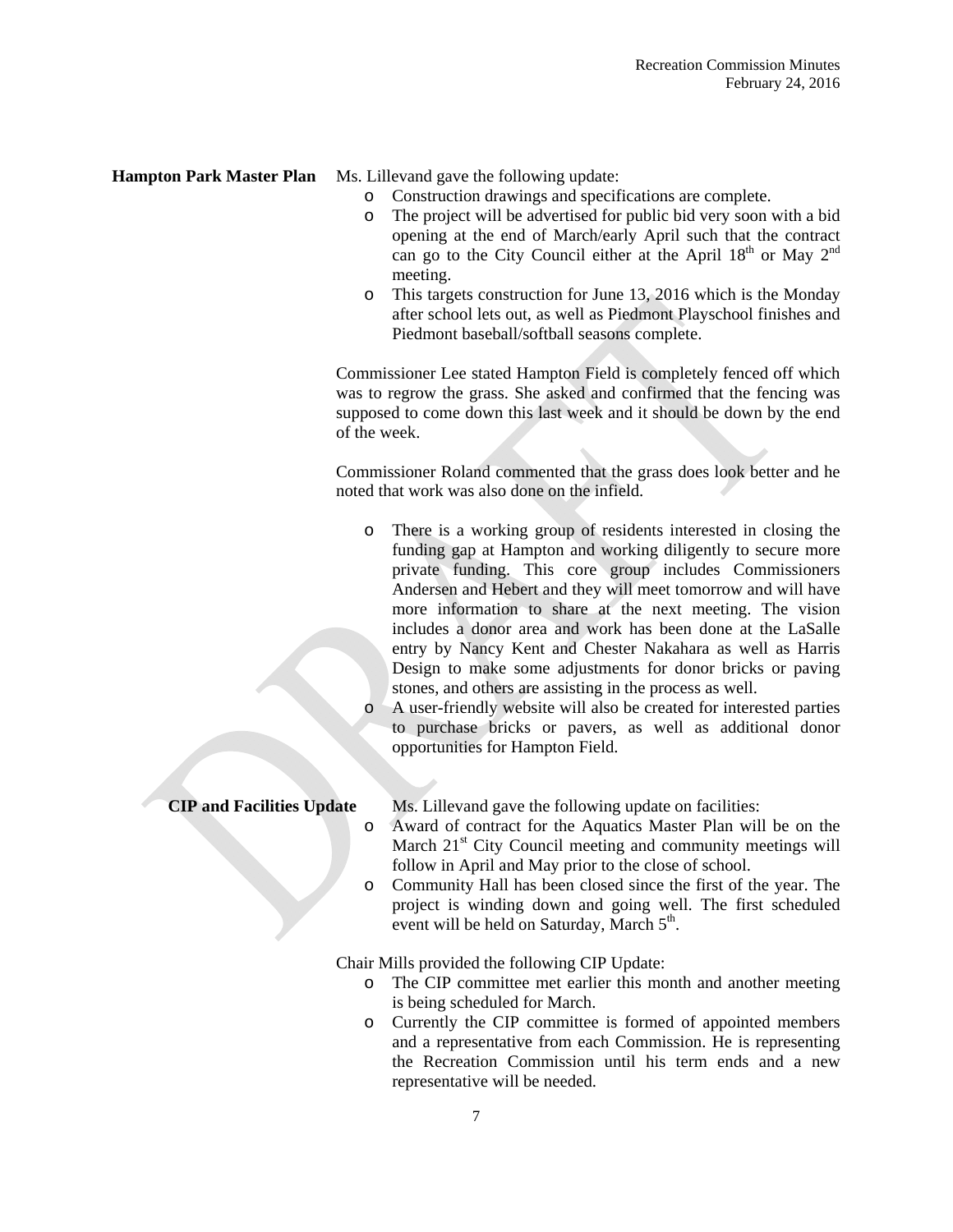**Hampton Park Master Plan**

Ms. Lillevand gave the following update:

- Construction drawings and specifications are complete.
- The project will be advertised for public bid very soon with a bid opening at the end of March/early April such that the contract can go to the City Council either at the April 18th or May 2nd meeting.
- This targets construction for June 13, 2016 which is the Monday after school lets out, as well as Piedmont Playschool finishes and Piedmont baseball/softball seasons complete.

Commissioner Lee stated Hampton Field is completely fenced off which was to regrow the grass. She asked and confirmed that the fencing was supposed to come down this last week and it should be down by the end of the week.

Commissioner Roland commented that the grass does look better and he noted that work was also done on the infield.

- There is a working group of residents interested in closing the funding gap at Hampton and working diligently to secure more private funding. This core group includes Commissioners Andersen and Hebert and they will meet tomorrow and will have more information to share at the next meeting. The vision includes a donor area and work has been done at the LaSalle entry by Nancy Kent and Chester Nakahara as well as Harris Design to make some adjustments for donor bricks or paving stones, and others are assisting in the process as well.
- A user-friendly website will also be created for interested parties to purchase bricks or pavers, as well as additional donor opportunities for Hampton Field.

**CIP and Facilities Update**

Ms. Lillevand gave the following update on facilities:

- Award of contract for the Aquatics Master Plan will be on the March 21st City Council meeting and community meetings will follow in April and May prior to the close of school.
- Community Hall has been closed since the first of the year. The project is winding down and going well. The first scheduled event will be held on Saturday, March 5th.

Chair Mills provided the following CIP Update:

- The CIP committee met earlier this month and another meeting is being scheduled for March.
- Currently the CIP committee is formed of appointed members and a representative from each Commission. He is representing the Recreation Commission until his term ends and a new representative will be needed.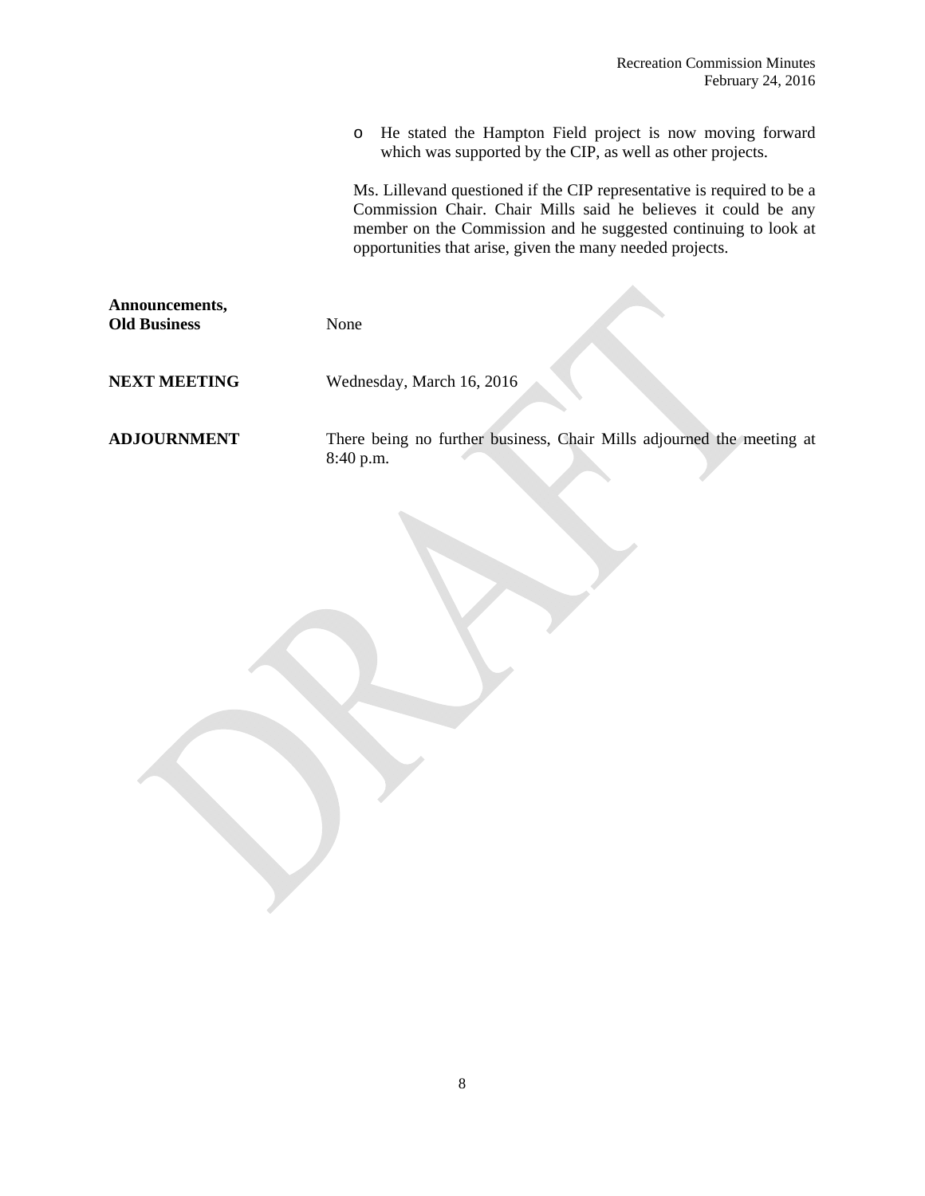- He stated the Hampton Field project is now moving forward which was supported by the CIP, as well as other projects.

Ms. Lillevand questioned if the CIP representative is required to be a Commission Chair. Chair Mills said he believes it could be any member on the Commission and he suggested continuing to look at opportunities that arise, given the many needed projects.

**Announcements, Old Business** None

**NEXT MEETING** Wednesday, March 16, 2016

**ADJOURNMENT** There being no further business, Chair Mills adjourned the meeting at 8:40 p.m.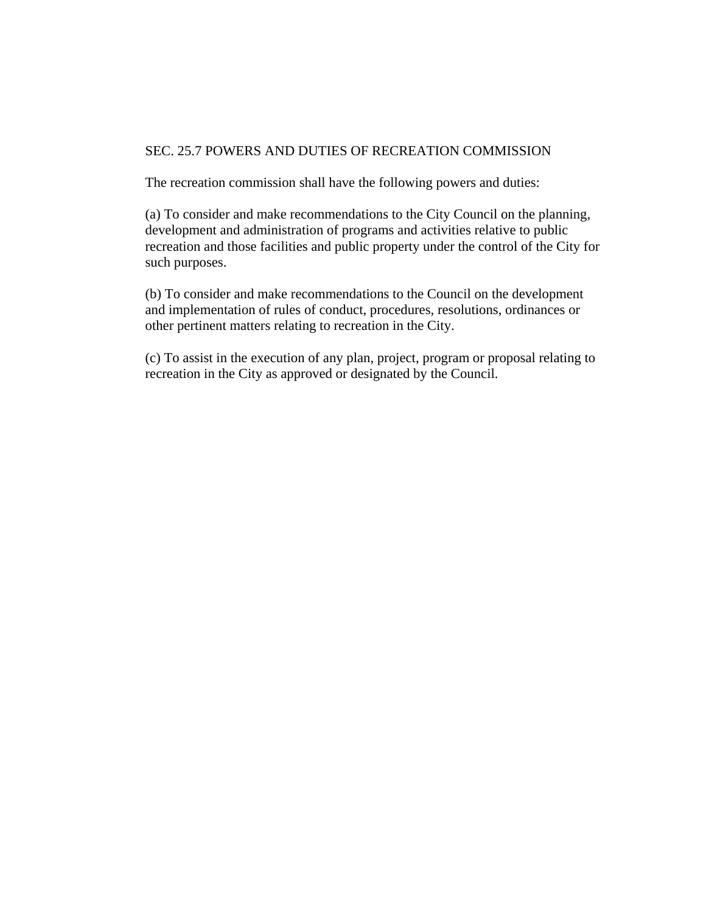## SEC. 25.7 POWERS AND DUTIES OF RECREATION COMMISSION

The recreation commission shall have the following powers and duties:

(a) To consider and make recommendations to the City Council on the planning, development and administration of programs and activities relative to public recreation and those facilities and public property under the control of the City for such purposes.

(b) To consider and make recommendations to the Council on the development and implementation of rules of conduct, procedures, resolutions, ordinances or other pertinent matters relating to recreation in the City.

(c) To assist in the execution of any plan, project, program or proposal relating to recreation in the City as approved or designated by the Council.